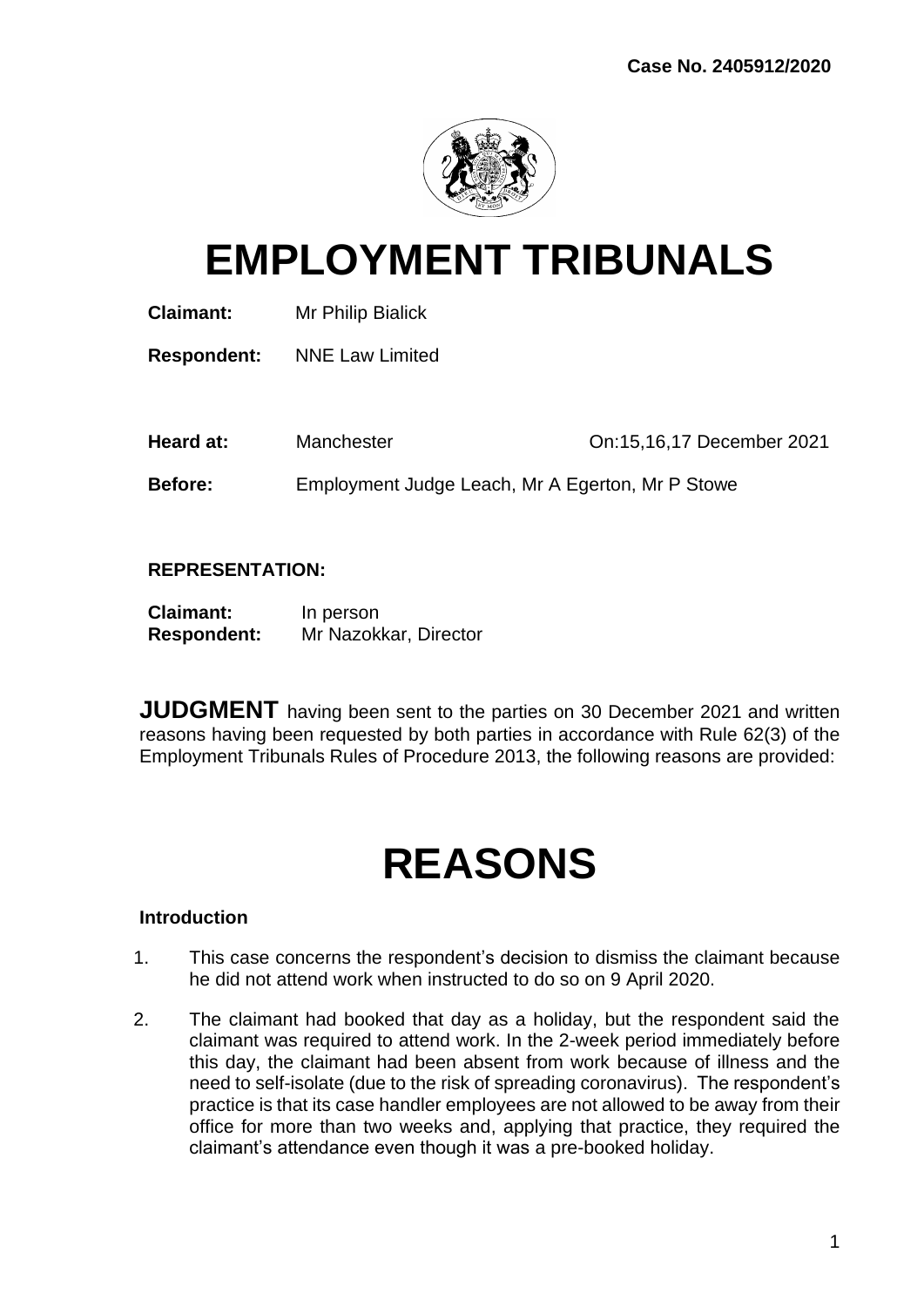Case No. 2405912/2020

# EMPLOYMENT TRIBUNALS

**Claimant:** Mr Philip Bialick

**Respondent:** NNE Law Limited

**Heard at:** Manchester On:15,16,17 December 2021

**Before:** Employment Judge Leach, Mr A Egerton, Mr P Stowe

**REPRESENTATION:**

**Claimant:** In person
**Respondent:** Mr Nazokkar, Director

**JUDGMENT** having been sent to the parties on 30 December 2021 and written reasons having been requested by both parties in accordance with Rule 62(3) of the Employment Tribunals Rules of Procedure 2013, the following reasons are provided:

# REASONS

### Introduction

1. This case concerns the respondent's decision to dismiss the claimant because he did not attend work when instructed to do so on 9 April 2020.

2. The claimant had booked that day as a holiday, but the respondent said the claimant was required to attend work. In the 2-week period immediately before this day, the claimant had been absent from work because of illness and the need to self-isolate (due to the risk of spreading coronavirus). The respondent's practice is that its case handler employees are not allowed to be away from their office for more than two weeks and, applying that practice, they required the claimant's attendance even though it was a pre-booked holiday.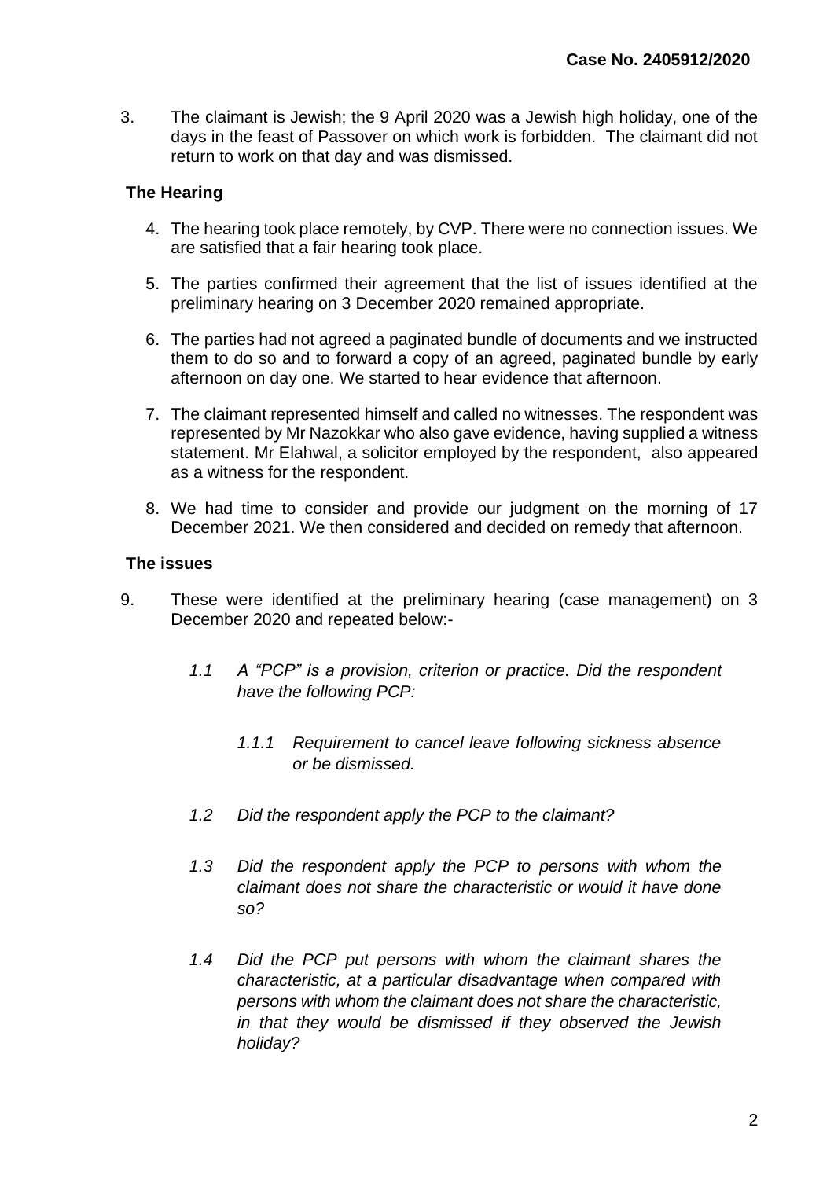3. The claimant is Jewish; the 9 April 2020 was a Jewish high holiday, one of the days in the feast of Passover on which work is forbidden. The claimant did not return to work on that day and was dismissed.

## The Hearing

4. The hearing took place remotely, by CVP. There were no connection issues. We are satisfied that a fair hearing took place.

5. The parties confirmed their agreement that the list of issues identified at the preliminary hearing on 3 December 2020 remained appropriate.

6. The parties had not agreed a paginated bundle of documents and we instructed them to do so and to forward a copy of an agreed, paginated bundle by early afternoon on day one. We started to hear evidence that afternoon.

7. The claimant represented himself and called no witnesses. The respondent was represented by Mr Nazokkar who also gave evidence, having supplied a witness statement. Mr Elahwal, a solicitor employed by the respondent, also appeared as a witness for the respondent.

8. We had time to consider and provide our judgment on the morning of 17 December 2021. We then considered and decided on remedy that afternoon.

## The issues

9. These were identified at the preliminary hearing (case management) on 3 December 2020 and repeated below:-

   *1.1 A "PCP" is a provision, criterion or practice. Did the respondent have the following PCP:*

   *1.1.1 Requirement to cancel leave following sickness absence or be dismissed.*

   *1.2 Did the respondent apply the PCP to the claimant?*

   *1.3 Did the respondent apply the PCP to persons with whom the claimant does not share the characteristic or would it have done so?*

   *1.4 Did the PCP put persons with whom the claimant shares the characteristic, at a particular disadvantage when compared with persons with whom the claimant does not share the characteristic, in that they would be dismissed if they observed the Jewish holiday?*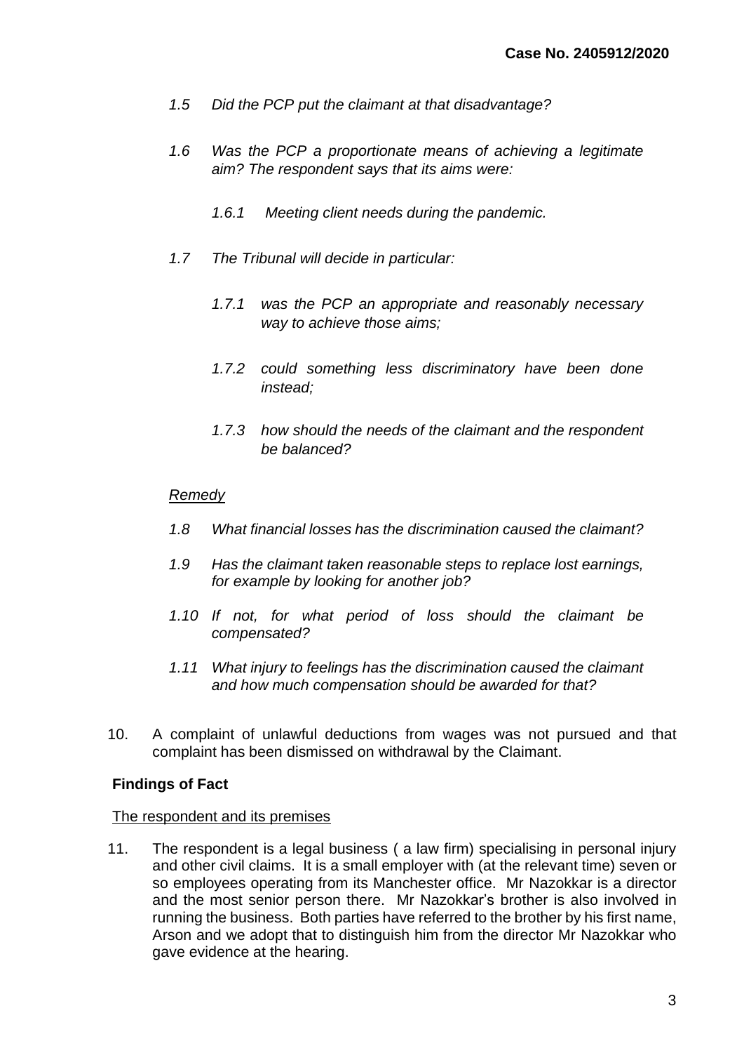*1.5 Did the PCP put the claimant at that disadvantage?*

*1.6 Was the PCP a proportionate means of achieving a legitimate aim? The respondent says that its aims were:*

*1.6.1 Meeting client needs during the pandemic.*

*1.7 The Tribunal will decide in particular:*

*1.7.1 was the PCP an appropriate and reasonably necessary way to achieve those aims;*

*1.7.2 could something less discriminatory have been done instead;*

*1.7.3 how should the needs of the claimant and the respondent be balanced?*

*Remedy*

*1.8 What financial losses has the discrimination caused the claimant?*

*1.9 Has the claimant taken reasonable steps to replace lost earnings, for example by looking for another job?*

*1.10 If not, for what period of loss should the claimant be compensated?*

*1.11 What injury to feelings has the discrimination caused the claimant and how much compensation should be awarded for that?*

10. A complaint of unlawful deductions from wages was not pursued and that complaint has been dismissed on withdrawal by the Claimant.

**Findings of Fact**

The respondent and its premises

11. The respondent is a legal business ( a law firm) specialising in personal injury and other civil claims. It is a small employer with (at the relevant time) seven or so employees operating from its Manchester office. Mr Nazokkar is a director and the most senior person there. Mr Nazokkar's brother is also involved in running the business. Both parties have referred to the brother by his first name, Arson and we adopt that to distinguish him from the director Mr Nazokkar who gave evidence at the hearing.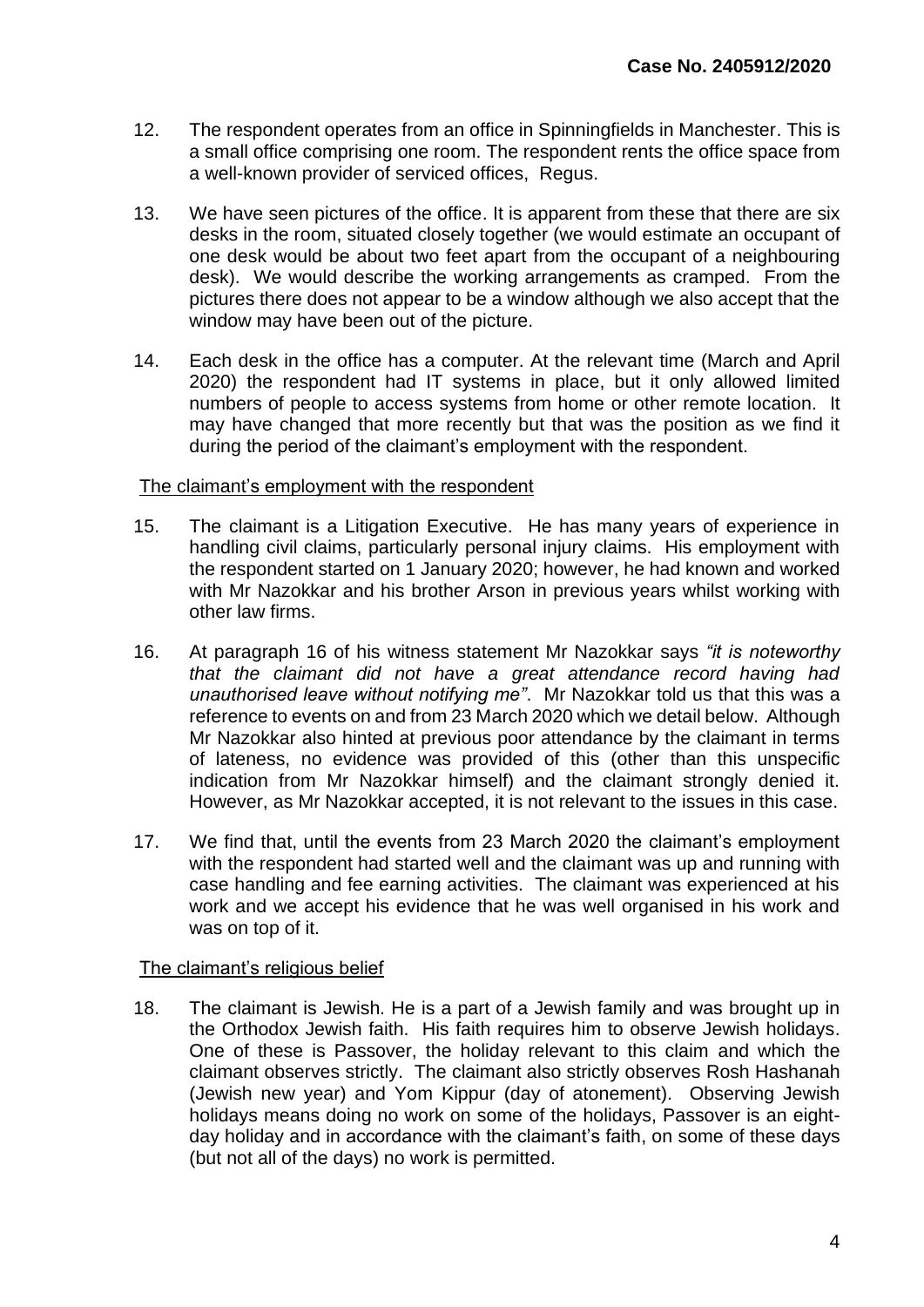12. The respondent operates from an office in Spinningfields in Manchester. This is a small office comprising one room. The respondent rents the office space from a well-known provider of serviced offices, Regus.

13. We have seen pictures of the office. It is apparent from these that there are six desks in the room, situated closely together (we would estimate an occupant of one desk would be about two feet apart from the occupant of a neighbouring desk). We would describe the working arrangements as cramped. From the pictures there does not appear to be a window although we also accept that the window may have been out of the picture.

14. Each desk in the office has a computer. At the relevant time (March and April 2020) the respondent had IT systems in place, but it only allowed limited numbers of people to access systems from home or other remote location. It may have changed that more recently but that was the position as we find it during the period of the claimant's employment with the respondent.

<u>The claimant's employment with the respondent</u>

15. The claimant is a Litigation Executive. He has many years of experience in handling civil claims, particularly personal injury claims. His employment with the respondent started on 1 January 2020; however, he had known and worked with Mr Nazokkar and his brother Arson in previous years whilst working with other law firms.

16. At paragraph 16 of his witness statement Mr Nazokkar says *"it is noteworthy that the claimant did not have a great attendance record having had unauthorised leave without notifying me"*. Mr Nazokkar told us that this was a reference to events on and from 23 March 2020 which we detail below. Although Mr Nazokkar also hinted at previous poor attendance by the claimant in terms of lateness, no evidence was provided of this (other than this unspecific indication from Mr Nazokkar himself) and the claimant strongly denied it. However, as Mr Nazokkar accepted, it is not relevant to the issues in this case.

17. We find that, until the events from 23 March 2020 the claimant's employment with the respondent had started well and the claimant was up and running with case handling and fee earning activities. The claimant was experienced at his work and we accept his evidence that he was well organised in his work and was on top of it.

<u>The claimant's religious belief</u>

18. The claimant is Jewish. He is a part of a Jewish family and was brought up in the Orthodox Jewish faith. His faith requires him to observe Jewish holidays. One of these is Passover, the holiday relevant to this claim and which the claimant observes strictly. The claimant also strictly observes Rosh Hashanah (Jewish new year) and Yom Kippur (day of atonement). Observing Jewish holidays means doing no work on some of the holidays, Passover is an eight-day holiday and in accordance with the claimant's faith, on some of these days (but not all of the days) no work is permitted.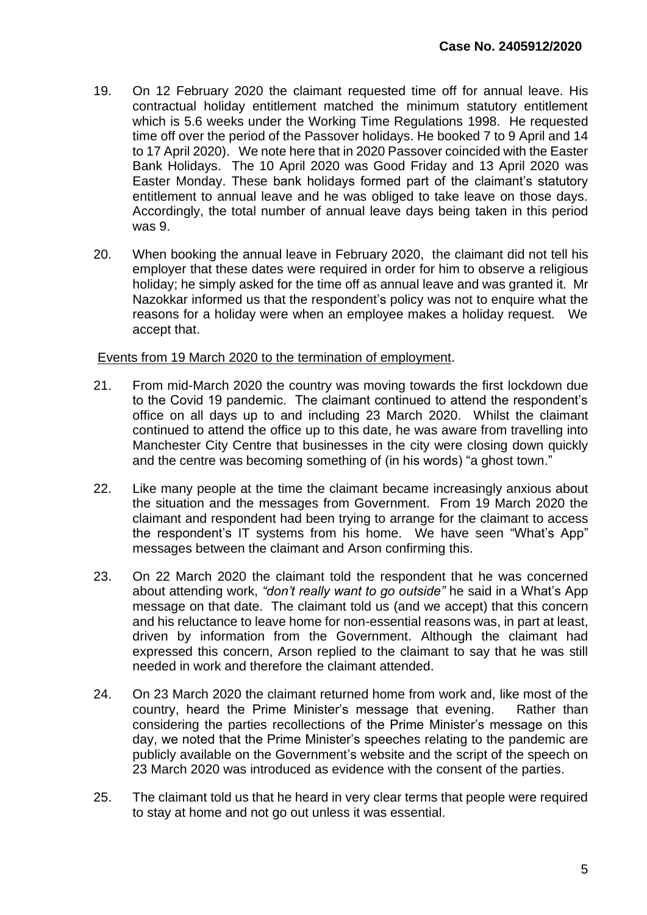19. On 12 February 2020 the claimant requested time off for annual leave. His contractual holiday entitlement matched the minimum statutory entitlement which is 5.6 weeks under the Working Time Regulations 1998. He requested time off over the period of the Passover holidays. He booked 7 to 9 April and 14 to 17 April 2020). We note here that in 2020 Passover coincided with the Easter Bank Holidays. The 10 April 2020 was Good Friday and 13 April 2020 was Easter Monday. These bank holidays formed part of the claimant's statutory entitlement to annual leave and he was obliged to take leave on those days. Accordingly, the total number of annual leave days being taken in this period was 9.

20. When booking the annual leave in February 2020, the claimant did not tell his employer that these dates were required in order for him to observe a religious holiday; he simply asked for the time off as annual leave and was granted it. Mr Nazokkar informed us that the respondent's policy was not to enquire what the reasons for a holiday were when an employee makes a holiday request. We accept that.

Events from 19 March 2020 to the termination of employment.

21. From mid-March 2020 the country was moving towards the first lockdown due to the Covid 19 pandemic. The claimant continued to attend the respondent's office on all days up to and including 23 March 2020. Whilst the claimant continued to attend the office up to this date, he was aware from travelling into Manchester City Centre that businesses in the city were closing down quickly and the centre was becoming something of (in his words) "a ghost town."

22. Like many people at the time the claimant became increasingly anxious about the situation and the messages from Government. From 19 March 2020 the claimant and respondent had been trying to arrange for the claimant to access the respondent's IT systems from his home. We have seen "What's App" messages between the claimant and Arson confirming this.

23. On 22 March 2020 the claimant told the respondent that he was concerned about attending work, *"don't really want to go outside"* he said in a What's App message on that date. The claimant told us (and we accept) that this concern and his reluctance to leave home for non-essential reasons was, in part at least, driven by information from the Government. Although the claimant had expressed this concern, Arson replied to the claimant to say that he was still needed in work and therefore the claimant attended.

24. On 23 March 2020 the claimant returned home from work and, like most of the country, heard the Prime Minister's message that evening. Rather than considering the parties recollections of the Prime Minister's message on this day, we noted that the Prime Minister's speeches relating to the pandemic are publicly available on the Government's website and the script of the speech on 23 March 2020 was introduced as evidence with the consent of the parties.

25. The claimant told us that he heard in very clear terms that people were required to stay at home and not go out unless it was essential.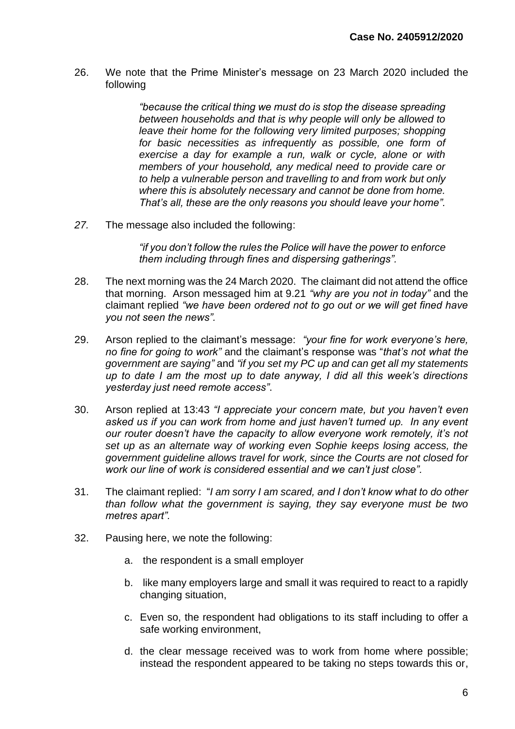26. We note that the Prime Minister's message on 23 March 2020 included the following

> *"because the critical thing we must do is stop the disease spreading between households and that is why people will only be allowed to leave their home for the following very limited purposes; shopping for basic necessities as infrequently as possible, one form of exercise a day for example a run, walk or cycle, alone or with members of your household, any medical need to provide care or to help a vulnerable person and travelling to and from work but only where this is absolutely necessary and cannot be done from home. That's all, these are the only reasons you should leave your home".*

*27.* The message also included the following:

> *"if you don't follow the rules the Police will have the power to enforce them including through fines and dispersing gatherings".*

28. The next morning was the 24 March 2020. The claimant did not attend the office that morning. Arson messaged him at 9.21 *"why are you not in today"* and the claimant replied *"we have been ordered not to go out or we will get fined have you not seen the news".*

29. Arson replied to the claimant's message: *"your fine for work everyone's here, no fine for going to work"* and the claimant's response was "*that's not what the government are saying"* and *"if you set my PC up and can get all my statements up to date I am the most up to date anyway, I did all this week's directions yesterday just need remote access"*.

30. Arson replied at 13:43 *"I appreciate your concern mate, but you haven't even asked us if you can work from home and just haven't turned up. In any event our router doesn't have the capacity to allow everyone work remotely, it's not set up as an alternate way of working even Sophie keeps losing access, the government guideline allows travel for work, since the Courts are not closed for work our line of work is considered essential and we can't just close".*

31. The claimant replied: "*I am sorry I am scared, and I don't know what to do other than follow what the government is saying, they say everyone must be two metres apart"*.

32. Pausing here, we note the following:

    a. the respondent is a small employer

    b. like many employers large and small it was required to react to a rapidly changing situation,

    c. Even so, the respondent had obligations to its staff including to offer a safe working environment,

    d. the clear message received was to work from home where possible; instead the respondent appeared to be taking no steps towards this or,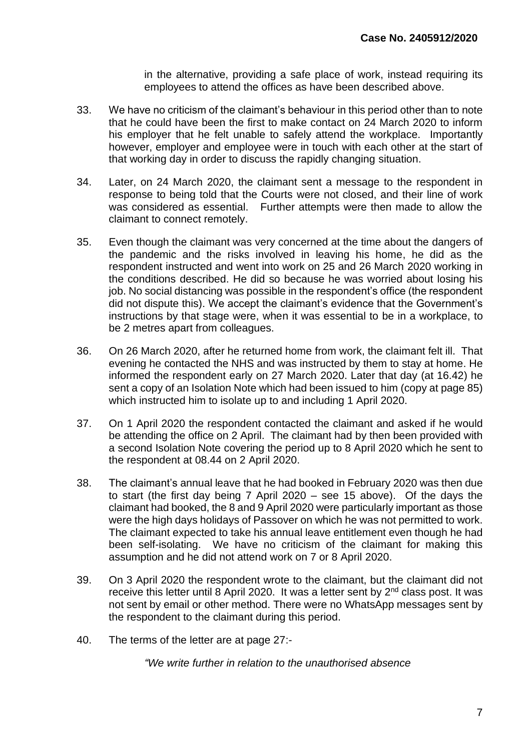in the alternative, providing a safe place of work, instead requiring its employees to attend the offices as have been described above.

33. We have no criticism of the claimant's behaviour in this period other than to note that he could have been the first to make contact on 24 March 2020 to inform his employer that he felt unable to safely attend the workplace. Importantly however, employer and employee were in touch with each other at the start of that working day in order to discuss the rapidly changing situation.

34. Later, on 24 March 2020, the claimant sent a message to the respondent in response to being told that the Courts were not closed, and their line of work was considered as essential. Further attempts were then made to allow the claimant to connect remotely.

35. Even though the claimant was very concerned at the time about the dangers of the pandemic and the risks involved in leaving his home, he did as the respondent instructed and went into work on 25 and 26 March 2020 working in the conditions described. He did so because he was worried about losing his job. No social distancing was possible in the respondent's office (the respondent did not dispute this). We accept the claimant's evidence that the Government's instructions by that stage were, when it was essential to be in a workplace, to be 2 metres apart from colleagues.

36. On 26 March 2020, after he returned home from work, the claimant felt ill. That evening he contacted the NHS and was instructed by them to stay at home. He informed the respondent early on 27 March 2020. Later that day (at 16.42) he sent a copy of an Isolation Note which had been issued to him (copy at page 85) which instructed him to isolate up to and including 1 April 2020.

37. On 1 April 2020 the respondent contacted the claimant and asked if he would be attending the office on 2 April. The claimant had by then been provided with a second Isolation Note covering the period up to 8 April 2020 which he sent to the respondent at 08.44 on 2 April 2020.

38. The claimant's annual leave that he had booked in February 2020 was then due to start (the first day being 7 April 2020 – see 15 above). Of the days the claimant had booked, the 8 and 9 April 2020 were particularly important as those were the high days holidays of Passover on which he was not permitted to work. The claimant expected to take his annual leave entitlement even though he had been self-isolating. We have no criticism of the claimant for making this assumption and he did not attend work on 7 or 8 April 2020.

39. On 3 April 2020 the respondent wrote to the claimant, but the claimant did not receive this letter until 8 April 2020. It was a letter sent by 2nd class post. It was not sent by email or other method. There were no WhatsApp messages sent by the respondent to the claimant during this period.

40. The terms of the letter are at page 27:-

*"We write further in relation to the unauthorised absence*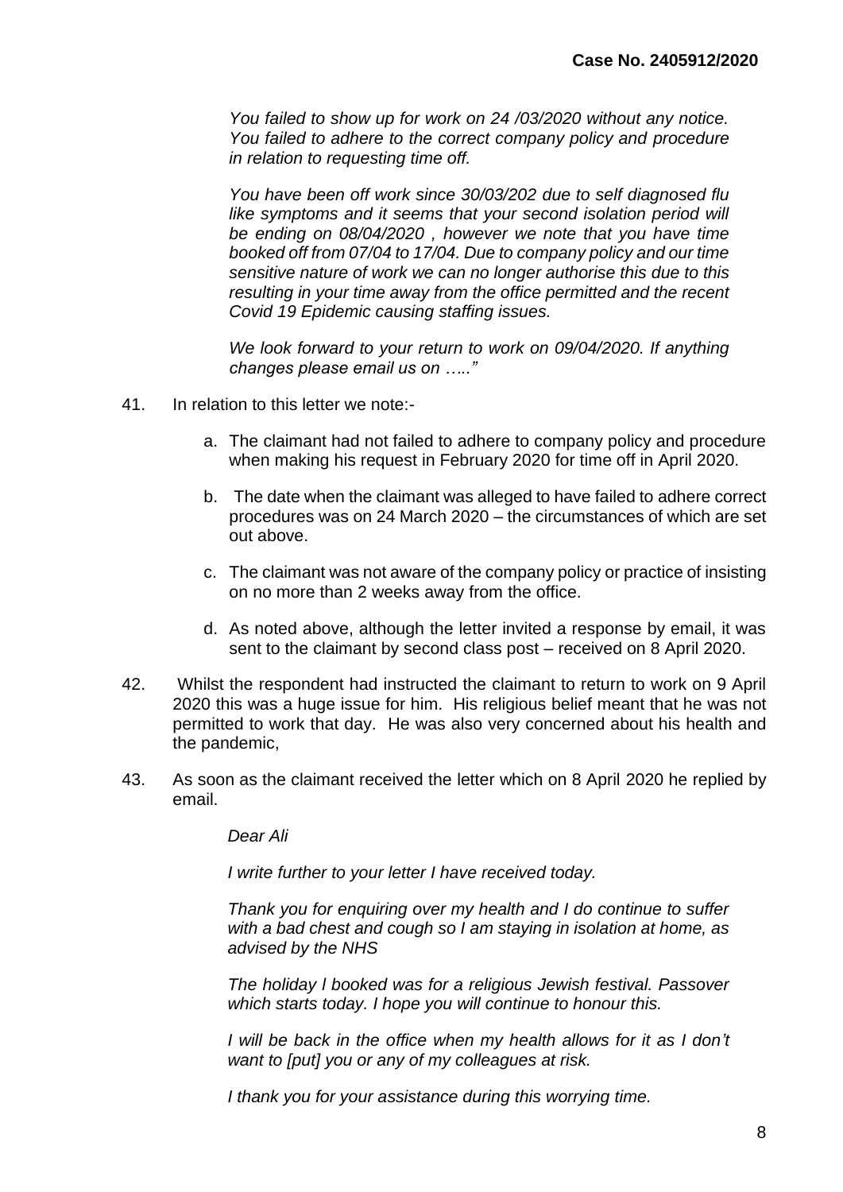*You failed to show up for work on 24 /03/2020 without any notice. You failed to adhere to the correct company policy and procedure in relation to requesting time off.*

*You have been off work since 30/03/202 due to self diagnosed flu like symptoms and it seems that your second isolation period will be ending on 08/04/2020 , however we note that you have time booked off from 07/04 to 17/04. Due to company policy and our time sensitive nature of work we can no longer authorise this due to this resulting in your time away from the office permitted and the recent Covid 19 Epidemic causing staffing issues.*

*We look forward to your return to work on 09/04/2020. If anything changes please email us on …..”*

41. In relation to this letter we note:-

    a. The claimant had not failed to adhere to company policy and procedure when making his request in February 2020 for time off in April 2020.

    b. The date when the claimant was alleged to have failed to adhere correct procedures was on 24 March 2020 – the circumstances of which are set out above.

    c. The claimant was not aware of the company policy or practice of insisting on no more than 2 weeks away from the office.

    d. As noted above, although the letter invited a response by email, it was sent to the claimant by second class post – received on 8 April 2020.

42. Whilst the respondent had instructed the claimant to return to work on 9 April 2020 this was a huge issue for him. His religious belief meant that he was not permitted to work that day. He was also very concerned about his health and the pandemic,

43. As soon as the claimant received the letter which on 8 April 2020 he replied by email.

    *Dear Ali*

    *I write further to your letter I have received today.*

    *Thank you for enquiring over my health and I do continue to suffer with a bad chest and cough so I am staying in isolation at home, as advised by the NHS*

    *The holiday I booked was for a religious Jewish festival. Passover which starts today. I hope you will continue to honour this.*

    *I will be back in the office when my health allows for it as I don’t want to [put] you or any of my colleagues at risk.*

    *I thank you for your assistance during this worrying time.*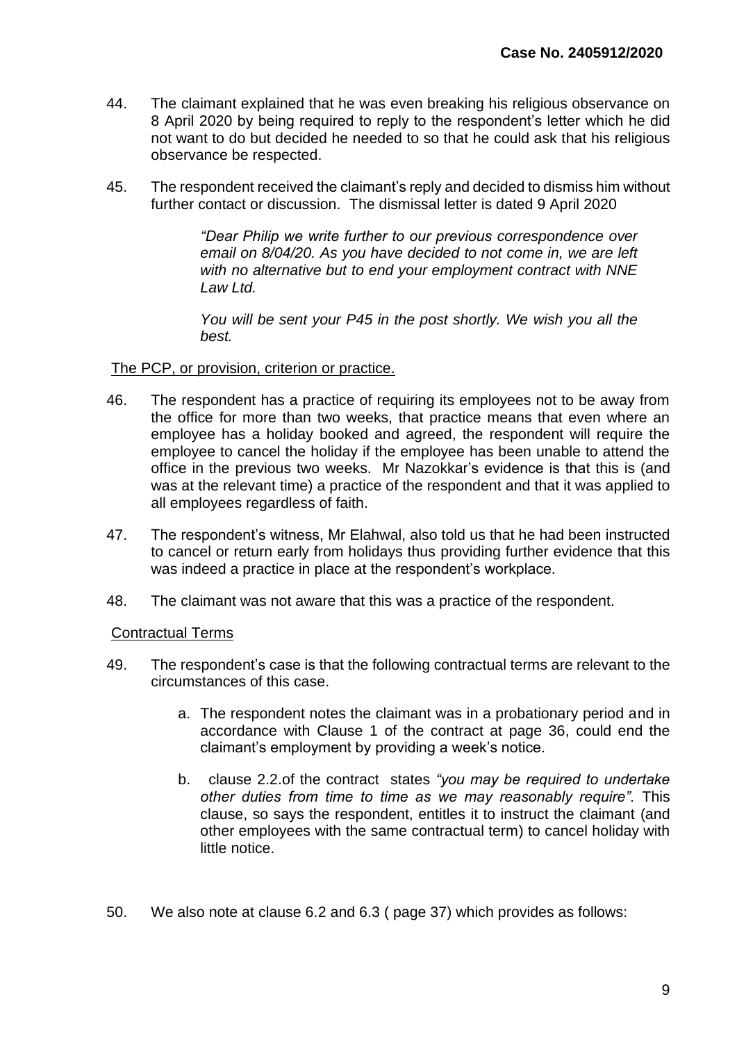44. The claimant explained that he was even breaking his religious observance on 8 April 2020 by being required to reply to the respondent's letter which he did not want to do but decided he needed to so that he could ask that his religious observance be respected.

45. The respondent received the claimant's reply and decided to dismiss him without further contact or discussion. The dismissal letter is dated 9 April 2020

> *"Dear Philip we write further to our previous correspondence over email on 8/04/20. As you have decided to not come in, we are left with no alternative but to end your employment contract with NNE Law Ltd.*
>
> *You will be sent your P45 in the post shortly. We wish you all the best.*

The PCP, or provision, criterion or practice.

46. The respondent has a practice of requiring its employees not to be away from the office for more than two weeks, that practice means that even where an employee has a holiday booked and agreed, the respondent will require the employee to cancel the holiday if the employee has been unable to attend the office in the previous two weeks. Mr Nazokkar's evidence is that this is (and was at the relevant time) a practice of the respondent and that it was applied to all employees regardless of faith.

47. The respondent's witness, Mr Elahwal, also told us that he had been instructed to cancel or return early from holidays thus providing further evidence that this was indeed a practice in place at the respondent's workplace.

48. The claimant was not aware that this was a practice of the respondent.

Contractual Terms

49. The respondent's case is that the following contractual terms are relevant to the circumstances of this case.

    a. The respondent notes the claimant was in a probationary period and in accordance with Clause 1 of the contract at page 36, could end the claimant's employment by providing a week's notice.

    b. clause 2.2.of the contract states *"you may be required to undertake other duties from time to time as we may reasonably require".* This clause, so says the respondent, entitles it to instruct the claimant (and other employees with the same contractual term) to cancel holiday with little notice.

50. We also note at clause 6.2 and 6.3 ( page 37) which provides as follows: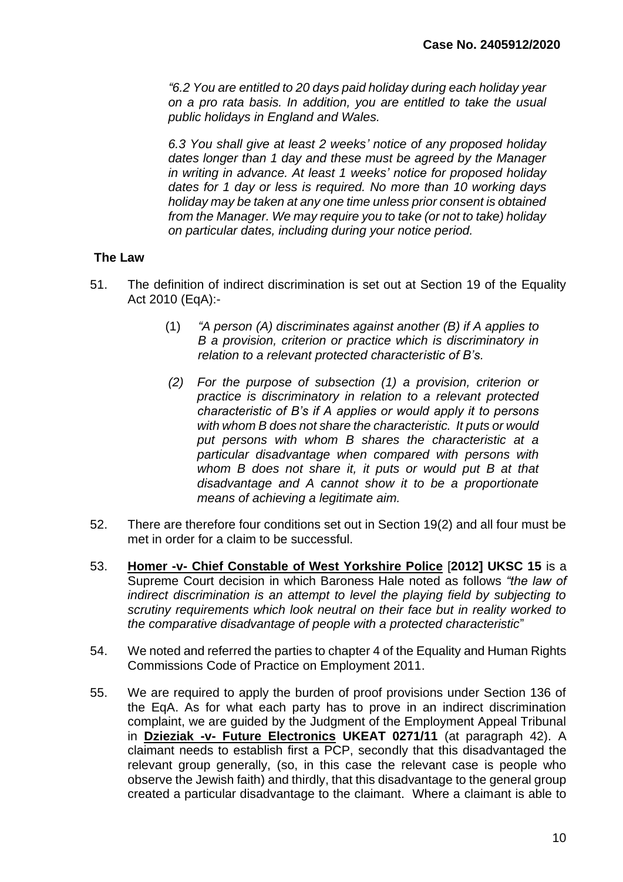*"6.2 You are entitled to 20 days paid holiday during each holiday year on a pro rata basis. In addition, you are entitled to take the usual public holidays in England and Wales.*

*6.3 You shall give at least 2 weeks' notice of any proposed holiday dates longer than 1 day and these must be agreed by the Manager in writing in advance. At least 1 weeks' notice for proposed holiday dates for 1 day or less is required. No more than 10 working days holiday may be taken at any one time unless prior consent is obtained from the Manager. We may require you to take (or not to take) holiday on particular dates, including during your notice period.*

**The Law**

51. The definition of indirect discrimination is set out at Section 19 of the Equality Act 2010 (EqA):-

    (1) *"A person (A) discriminates against another (B) if A applies to B a provision, criterion or practice which is discriminatory in relation to a relevant protected characteristic of B's.*

    *(2) For the purpose of subsection (1) a provision, criterion or practice is discriminatory in relation to a relevant protected characteristic of B's if A applies or would apply it to persons with whom B does not share the characteristic. It puts or would put persons with whom B shares the characteristic at a particular disadvantage when compared with persons with whom B does not share it, it puts or would put B at that disadvantage and A cannot show it to be a proportionate means of achieving a legitimate aim.*

52. There are therefore four conditions set out in Section 19(2) and all four must be met in order for a claim to be successful.

53. **Homer -v- Chief Constable of West Yorkshire Police** [**2012] UKSC 15** is a Supreme Court decision in which Baroness Hale noted as follows *"the law of indirect discrimination is an attempt to level the playing field by subjecting to scrutiny requirements which look neutral on their face but in reality worked to the comparative disadvantage of people with a protected characteristic*"

54. We noted and referred the parties to chapter 4 of the Equality and Human Rights Commissions Code of Practice on Employment 2011.

55. We are required to apply the burden of proof provisions under Section 136 of the EqA. As for what each party has to prove in an indirect discrimination complaint, we are guided by the Judgment of the Employment Appeal Tribunal in **Dzieziak -v- Future Electronics UKEAT 0271/11** (at paragraph 42). A claimant needs to establish first a PCP, secondly that this disadvantaged the relevant group generally, (so, in this case the relevant case is people who observe the Jewish faith) and thirdly, that this disadvantage to the general group created a particular disadvantage to the claimant. Where a claimant is able to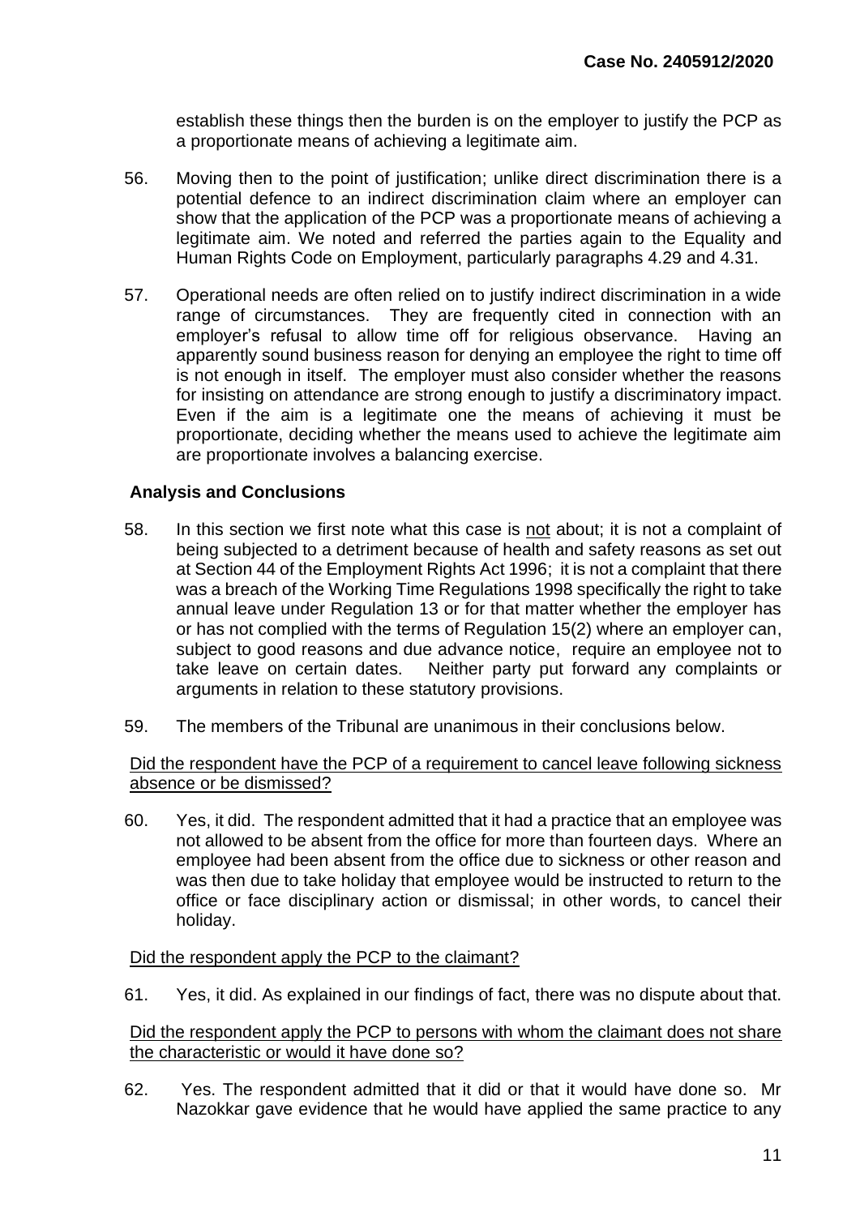establish these things then the burden is on the employer to justify the PCP as a proportionate means of achieving a legitimate aim.

56. Moving then to the point of justification; unlike direct discrimination there is a potential defence to an indirect discrimination claim where an employer can show that the application of the PCP was a proportionate means of achieving a legitimate aim. We noted and referred the parties again to the Equality and Human Rights Code on Employment, particularly paragraphs 4.29 and 4.31.

57. Operational needs are often relied on to justify indirect discrimination in a wide range of circumstances. They are frequently cited in connection with an employer's refusal to allow time off for religious observance. Having an apparently sound business reason for denying an employee the right to time off is not enough in itself. The employer must also consider whether the reasons for insisting on attendance are strong enough to justify a discriminatory impact. Even if the aim is a legitimate one the means of achieving it must be proportionate, deciding whether the means used to achieve the legitimate aim are proportionate involves a balancing exercise.

**Analysis and Conclusions**

58. In this section we first note what this case is <u>not</u> about; it is not a complaint of being subjected to a detriment because of health and safety reasons as set out at Section 44 of the Employment Rights Act 1996; it is not a complaint that there was a breach of the Working Time Regulations 1998 specifically the right to take annual leave under Regulation 13 or for that matter whether the employer has or has not complied with the terms of Regulation 15(2) where an employer can, subject to good reasons and due advance notice, require an employee not to take leave on certain dates. Neither party put forward any complaints or arguments in relation to these statutory provisions.

59. The members of the Tribunal are unanimous in their conclusions below.

<u>Did the respondent have the PCP of a requirement to cancel leave following sickness absence or be dismissed?</u>

60. Yes, it did. The respondent admitted that it had a practice that an employee was not allowed to be absent from the office for more than fourteen days. Where an employee had been absent from the office due to sickness or other reason and was then due to take holiday that employee would be instructed to return to the office or face disciplinary action or dismissal; in other words, to cancel their holiday.

<u>Did the respondent apply the PCP to the claimant?</u>

61. Yes, it did. As explained in our findings of fact, there was no dispute about that.

<u>Did the respondent apply the PCP to persons with whom the claimant does not share the characteristic or would it have done so?</u>

62. Yes. The respondent admitted that it did or that it would have done so. Mr Nazokkar gave evidence that he would have applied the same practice to any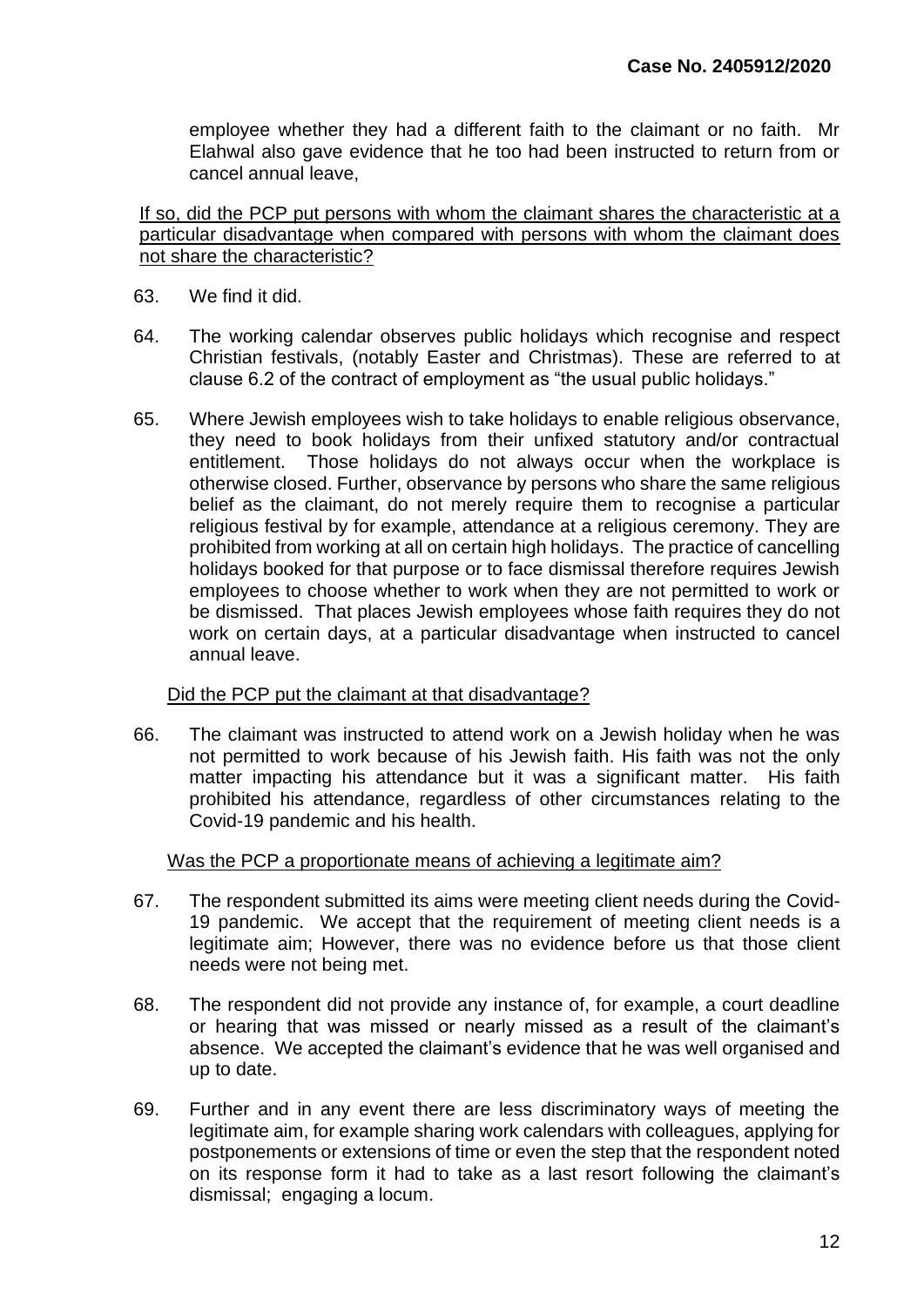employee whether they had a different faith to the claimant or no faith. Mr Elahwal also gave evidence that he too had been instructed to return from or cancel annual leave,

<u>If so, did the PCP put persons with whom the claimant shares the characteristic at a particular disadvantage when compared with persons with whom the claimant does not share the characteristic?</u>

63. We find it did.

64. The working calendar observes public holidays which recognise and respect Christian festivals, (notably Easter and Christmas). These are referred to at clause 6.2 of the contract of employment as "the usual public holidays."

65. Where Jewish employees wish to take holidays to enable religious observance, they need to book holidays from their unfixed statutory and/or contractual entitlement. Those holidays do not always occur when the workplace is otherwise closed. Further, observance by persons who share the same religious belief as the claimant, do not merely require them to recognise a particular religious festival by for example, attendance at a religious ceremony. They are prohibited from working at all on certain high holidays. The practice of cancelling holidays booked for that purpose or to face dismissal therefore requires Jewish employees to choose whether to work when they are not permitted to work or be dismissed. That places Jewish employees whose faith requires they do not work on certain days, at a particular disadvantage when instructed to cancel annual leave.

<u>Did the PCP put the claimant at that disadvantage?</u>

66. The claimant was instructed to attend work on a Jewish holiday when he was not permitted to work because of his Jewish faith. His faith was not the only matter impacting his attendance but it was a significant matter. His faith prohibited his attendance, regardless of other circumstances relating to the Covid-19 pandemic and his health.

<u>Was the PCP a proportionate means of achieving a legitimate aim?</u>

67. The respondent submitted its aims were meeting client needs during the Covid-19 pandemic. We accept that the requirement of meeting client needs is a legitimate aim; However, there was no evidence before us that those client needs were not being met.

68. The respondent did not provide any instance of, for example, a court deadline or hearing that was missed or nearly missed as a result of the claimant's absence. We accepted the claimant's evidence that he was well organised and up to date.

69. Further and in any event there are less discriminatory ways of meeting the legitimate aim, for example sharing work calendars with colleagues, applying for postponements or extensions of time or even the step that the respondent noted on its response form it had to take as a last resort following the claimant's dismissal; engaging a locum.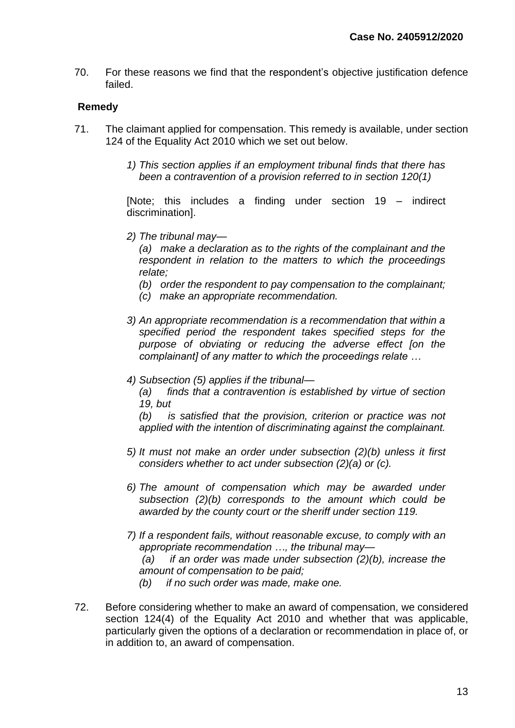70. For these reasons we find that the respondent's objective justification defence failed.

**Remedy**

71. The claimant applied for compensation. This remedy is available, under section 124 of the Equality Act 2010 which we set out below.

    *1) This section applies if an employment tribunal finds that there has been a contravention of a provision referred to in section 120(1)*

    [Note; this includes a finding under section 19 – indirect discrimination].

    *2) The tribunal may—*

    *(a) make a declaration as to the rights of the complainant and the respondent in relation to the matters to which the proceedings relate;*

    *(b) order the respondent to pay compensation to the complainant;*

    *(c) make an appropriate recommendation.*

    *3) An appropriate recommendation is a recommendation that within a specified period the respondent takes specified steps for the purpose of obviating or reducing the adverse effect [on the complainant] of any matter to which the proceedings relate …*

    *4) Subsection (5) applies if the tribunal—*

    *(a) finds that a contravention is established by virtue of section 19, but*

    *(b) is satisfied that the provision, criterion or practice was not applied with the intention of discriminating against the complainant.*

    *5) It must not make an order under subsection (2)(b) unless it first considers whether to act under subsection (2)(a) or (c).*

    *6) The amount of compensation which may be awarded under subsection (2)(b) corresponds to the amount which could be awarded by the county court or the sheriff under section 119.*

    *7) If a respondent fails, without reasonable excuse, to comply with an appropriate recommendation …, the tribunal may—*

    *(a) if an order was made under subsection (2)(b), increase the amount of compensation to be paid;*

    *(b) if no such order was made, make one.*

72. Before considering whether to make an award of compensation, we considered section 124(4) of the Equality Act 2010 and whether that was applicable, particularly given the options of a declaration or recommendation in place of, or in addition to, an award of compensation.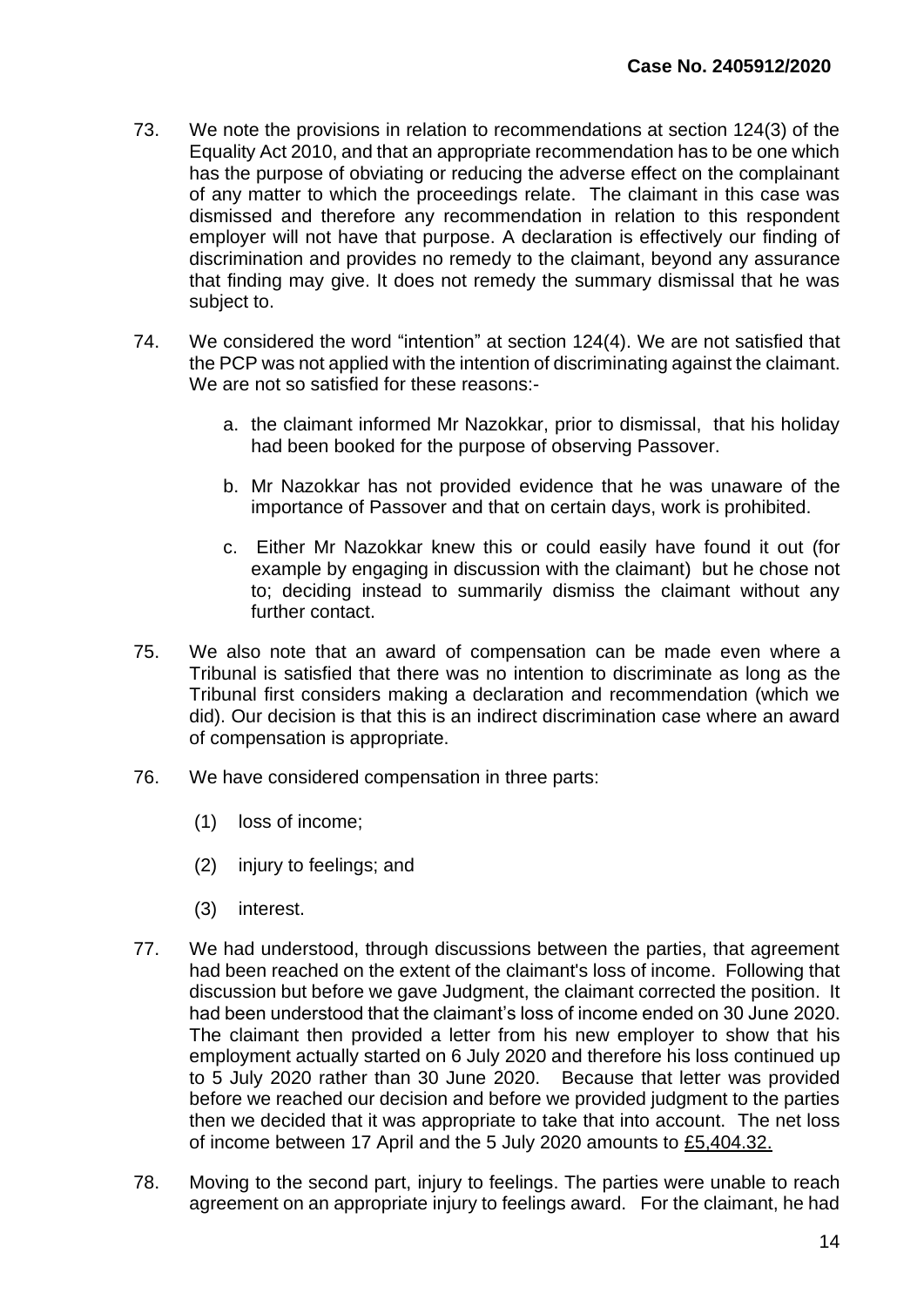73. We note the provisions in relation to recommendations at section 124(3) of the Equality Act 2010, and that an appropriate recommendation has to be one which has the purpose of obviating or reducing the adverse effect on the complainant of any matter to which the proceedings relate. The claimant in this case was dismissed and therefore any recommendation in relation to this respondent employer will not have that purpose. A declaration is effectively our finding of discrimination and provides no remedy to the claimant, beyond any assurance that finding may give. It does not remedy the summary dismissal that he was subject to.

74. We considered the word "intention" at section 124(4). We are not satisfied that the PCP was not applied with the intention of discriminating against the claimant. We are not so satisfied for these reasons:-

    a. the claimant informed Mr Nazokkar, prior to dismissal, that his holiday had been booked for the purpose of observing Passover.

    b. Mr Nazokkar has not provided evidence that he was unaware of the importance of Passover and that on certain days, work is prohibited.

    c. Either Mr Nazokkar knew this or could easily have found it out (for example by engaging in discussion with the claimant) but he chose not to; deciding instead to summarily dismiss the claimant without any further contact.

75. We also note that an award of compensation can be made even where a Tribunal is satisfied that there was no intention to discriminate as long as the Tribunal first considers making a declaration and recommendation (which we did). Our decision is that this is an indirect discrimination case where an award of compensation is appropriate.

76. We have considered compensation in three parts:

    (1) loss of income;

    (2) injury to feelings; and

    (3) interest.

77. We had understood, through discussions between the parties, that agreement had been reached on the extent of the claimant's loss of income. Following that discussion but before we gave Judgment, the claimant corrected the position. It had been understood that the claimant's loss of income ended on 30 June 2020. The claimant then provided a letter from his new employer to show that his employment actually started on 6 July 2020 and therefore his loss continued up to 5 July 2020 rather than 30 June 2020. Because that letter was provided before we reached our decision and before we provided judgment to the parties then we decided that it was appropriate to take that into account. The net loss of income between 17 April and the 5 July 2020 amounts to <u>£5,404.32.</u>

78. Moving to the second part, injury to feelings. The parties were unable to reach agreement on an appropriate injury to feelings award. For the claimant, he had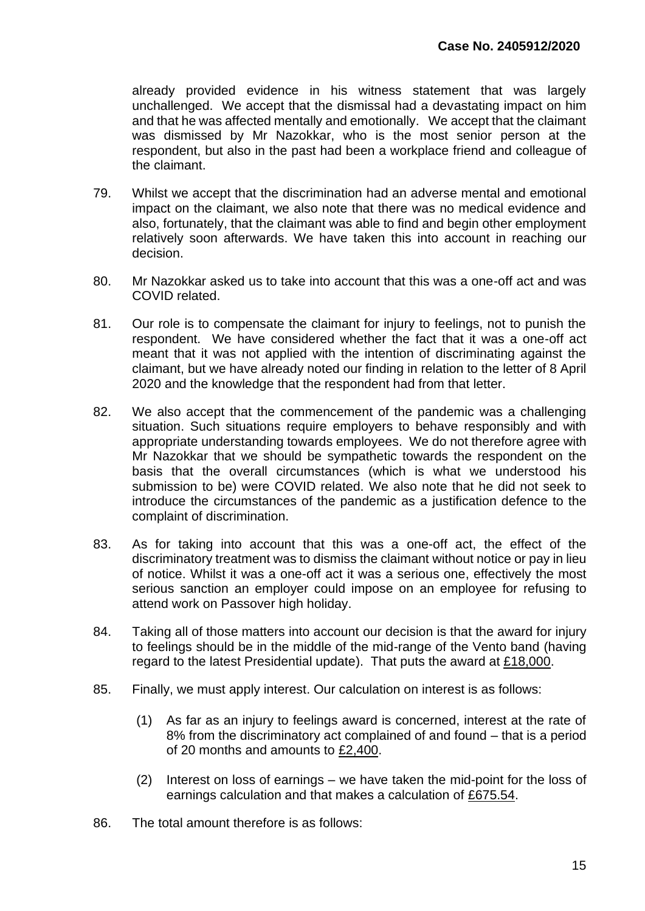already provided evidence in his witness statement that was largely unchallenged. We accept that the dismissal had a devastating impact on him and that he was affected mentally and emotionally. We accept that the claimant was dismissed by Mr Nazokkar, who is the most senior person at the respondent, but also in the past had been a workplace friend and colleague of the claimant.

79. Whilst we accept that the discrimination had an adverse mental and emotional impact on the claimant, we also note that there was no medical evidence and also, fortunately, that the claimant was able to find and begin other employment relatively soon afterwards. We have taken this into account in reaching our decision.

80. Mr Nazokkar asked us to take into account that this was a one-off act and was COVID related.

81. Our role is to compensate the claimant for injury to feelings, not to punish the respondent. We have considered whether the fact that it was a one-off act meant that it was not applied with the intention of discriminating against the claimant, but we have already noted our finding in relation to the letter of 8 April 2020 and the knowledge that the respondent had from that letter.

82. We also accept that the commencement of the pandemic was a challenging situation. Such situations require employers to behave responsibly and with appropriate understanding towards employees. We do not therefore agree with Mr Nazokkar that we should be sympathetic towards the respondent on the basis that the overall circumstances (which is what we understood his submission to be) were COVID related. We also note that he did not seek to introduce the circumstances of the pandemic as a justification defence to the complaint of discrimination.

83. As for taking into account that this was a one-off act, the effect of the discriminatory treatment was to dismiss the claimant without notice or pay in lieu of notice. Whilst it was a one-off act it was a serious one, effectively the most serious sanction an employer could impose on an employee for refusing to attend work on Passover high holiday.

84. Taking all of those matters into account our decision is that the award for injury to feelings should be in the middle of the mid-range of the Vento band (having regard to the latest Presidential update). That puts the award at £18,000.

85. Finally, we must apply interest. Our calculation on interest is as follows:

    (1) As far as an injury to feelings award is concerned, interest at the rate of 8% from the discriminatory act complained of and found – that is a period of 20 months and amounts to £2,400.

    (2) Interest on loss of earnings – we have taken the mid-point for the loss of earnings calculation and that makes a calculation of £675.54.

86. The total amount therefore is as follows: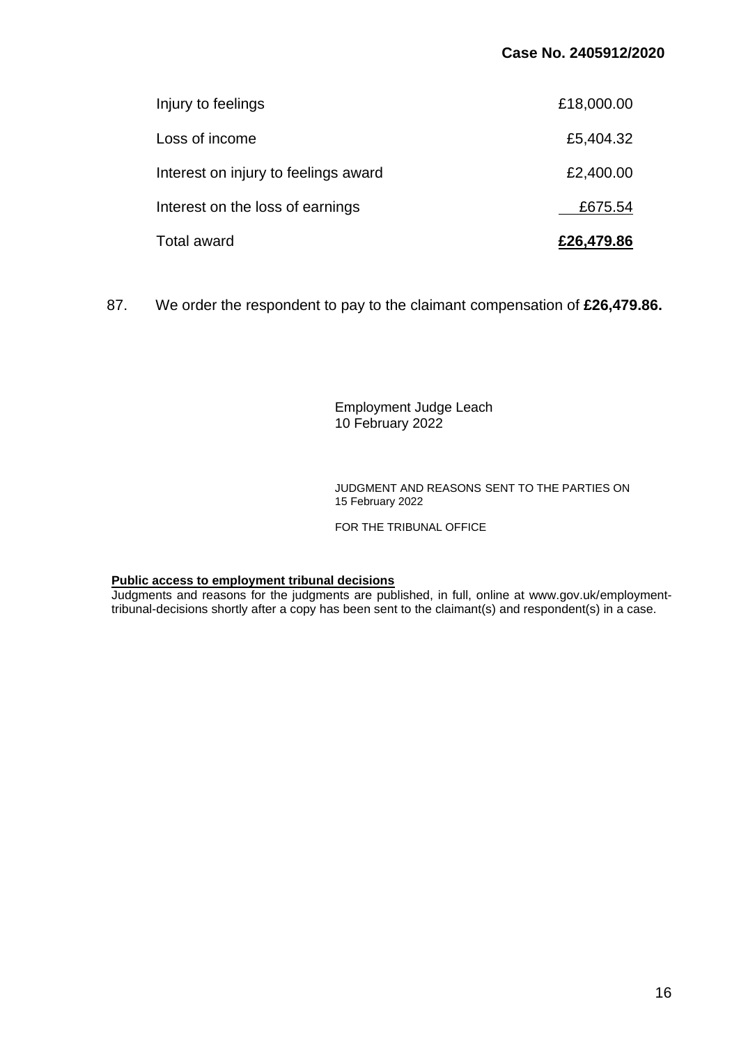| | |
|---|---|
| Injury to feelings | £18,000.00 |
| Loss of income | £5,404.32 |
| Interest on injury to feelings award | £2,400.00 |
| Interest on the loss of earnings | £675.54 |
| Total award | **£26,479.86** |

87. We order the respondent to pay to the claimant compensation of **£26,479.86.**

Employment Judge Leach
10 February 2022

JUDGMENT AND REASONS SENT TO THE PARTIES ON
15 February 2022

FOR THE TRIBUNAL OFFICE

**Public access to employment tribunal decisions**
Judgments and reasons for the judgments are published, in full, online at www.gov.uk/employment-tribunal-decisions shortly after a copy has been sent to the claimant(s) and respondent(s) in a case.